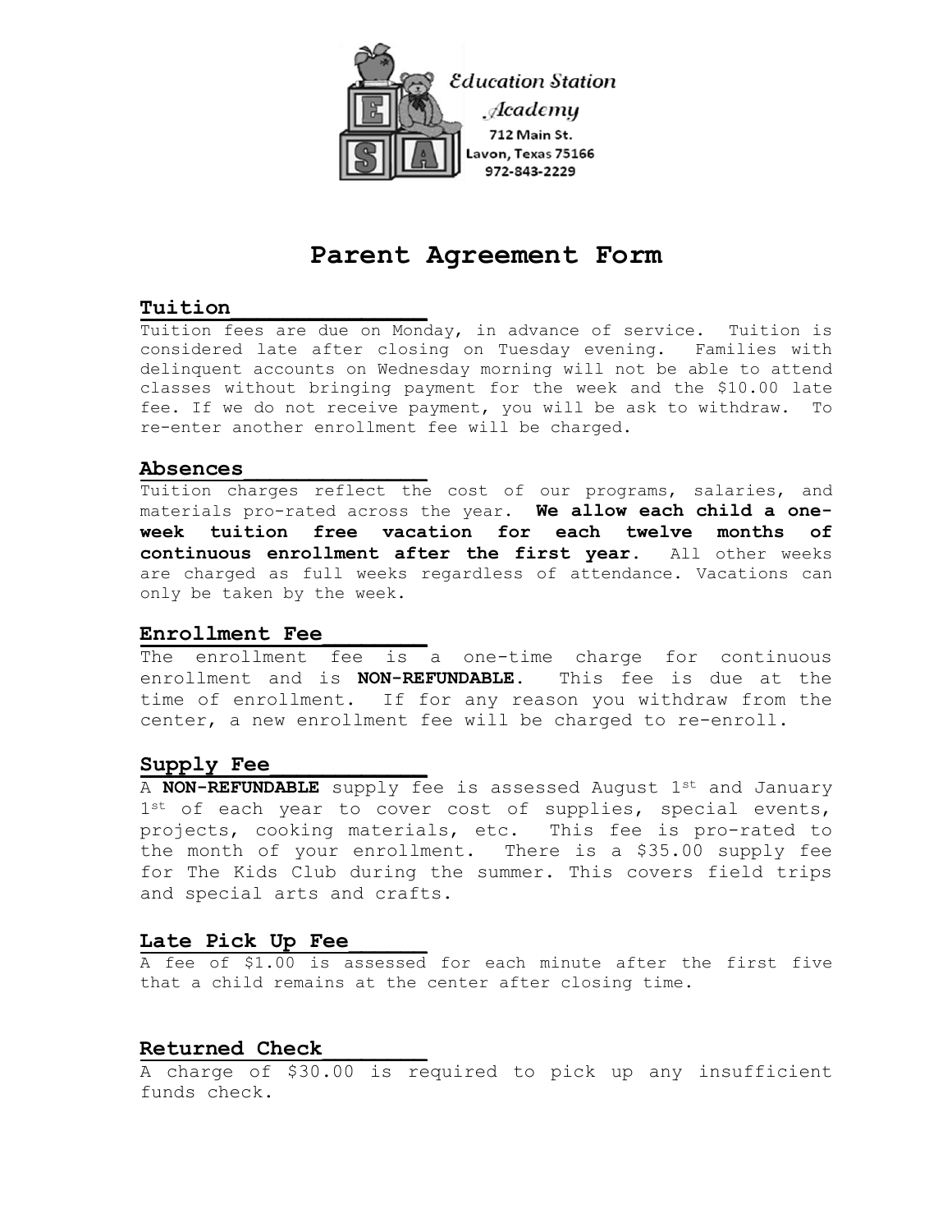Education Station Academy
712 Main St.
Lavon, Texas 75166
972-843-2229

# Parent Agreement Form

## Tuition

Tuition fees are due on Monday, in advance of service. Tuition is considered late after closing on Tuesday evening. Families with delinquent accounts on Wednesday morning will not be able to attend classes without bringing payment for the week and the $10.00 late fee. If we do not receive payment, you will be ask to withdraw. To re-enter another enrollment fee will be charged.

## Absences

Tuition charges reflect the cost of our programs, salaries, and materials pro-rated across the year. **We allow each child a one-week tuition free vacation for each twelve months of continuous enrollment after the first year.** All other weeks are charged as full weeks regardless of attendance. Vacations can only be taken by the week.

## Enrollment Fee

The enrollment fee is a one-time charge for continuous enrollment and is **NON-REFUNDABLE.** This fee is due at the time of enrollment. If for any reason you withdraw from the center, a new enrollment fee will be charged to re-enroll.

## Supply Fee

A **NON-REFUNDABLE** supply fee is assessed August 1st and January 1st of each year to cover cost of supplies, special events, projects, cooking materials, etc. This fee is pro-rated to the month of your enrollment. There is a $35.00 supply fee for The Kids Club during the summer. This covers field trips and special arts and crafts.

## Late Pick Up Fee

A fee of $1.00 is assessed for each minute after the first five that a child remains at the center after closing time.

## Returned Check

A charge of $30.00 is required to pick up any insufficient funds check.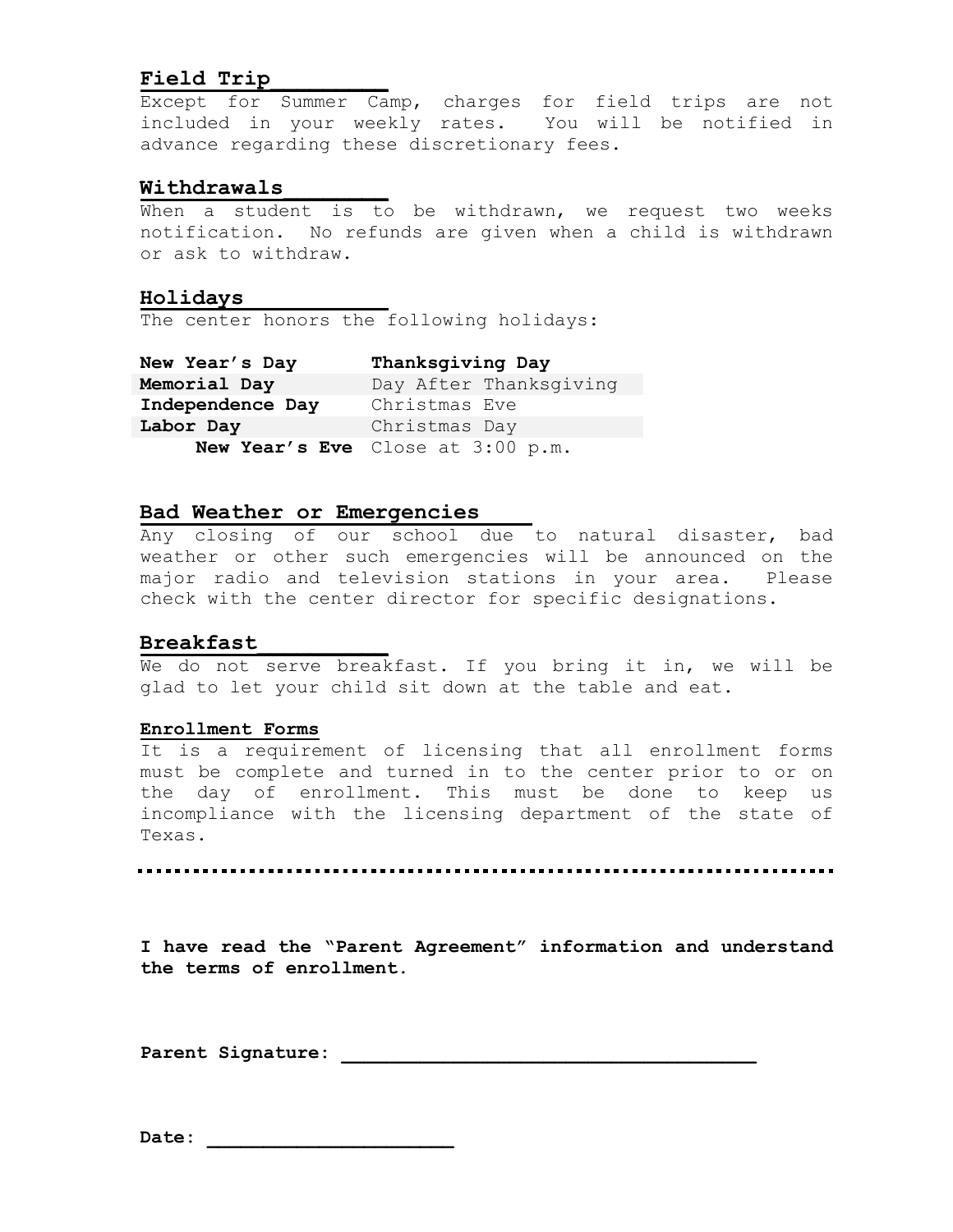## Field Trip

Except for Summer Camp, charges for field trips are not included in your weekly rates. You will be notified in advance regarding these discretionary fees.

## Withdrawals

When a student is to be withdrawn, we request two weeks notification. No refunds are given when a child is withdrawn or ask to withdraw.

## Holidays

The center honors the following holidays:

| | |
|---|---|
| **New Year's Day** | **Thanksgiving Day** |
| **Memorial Day** | Day After Thanksgiving |
| **Independence Day** | Christmas Eve |
| **Labor Day** | Christmas Day |
| **New Year's Eve** | Close at 3:00 p.m. |

## Bad Weather or Emergencies

Any closing of our school due to natural disaster, bad weather or other such emergencies will be announced on the major radio and television stations in your area. Please check with the center director for specific designations.

## Breakfast

We do not serve breakfast. If you bring it in, we will be glad to let your child sit down at the table and eat.

### Enrollment Forms

It is a requirement of licensing that all enrollment forms must be complete and turned in to the center prior to or on the day of enrollment. This must be done to keep us incompliance with the licensing department of the state of Texas.

---

**I have read the "Parent Agreement" information and understand the terms of enrollment.**

**Parent Signature:** ___________________________________

**Date:** ____________________